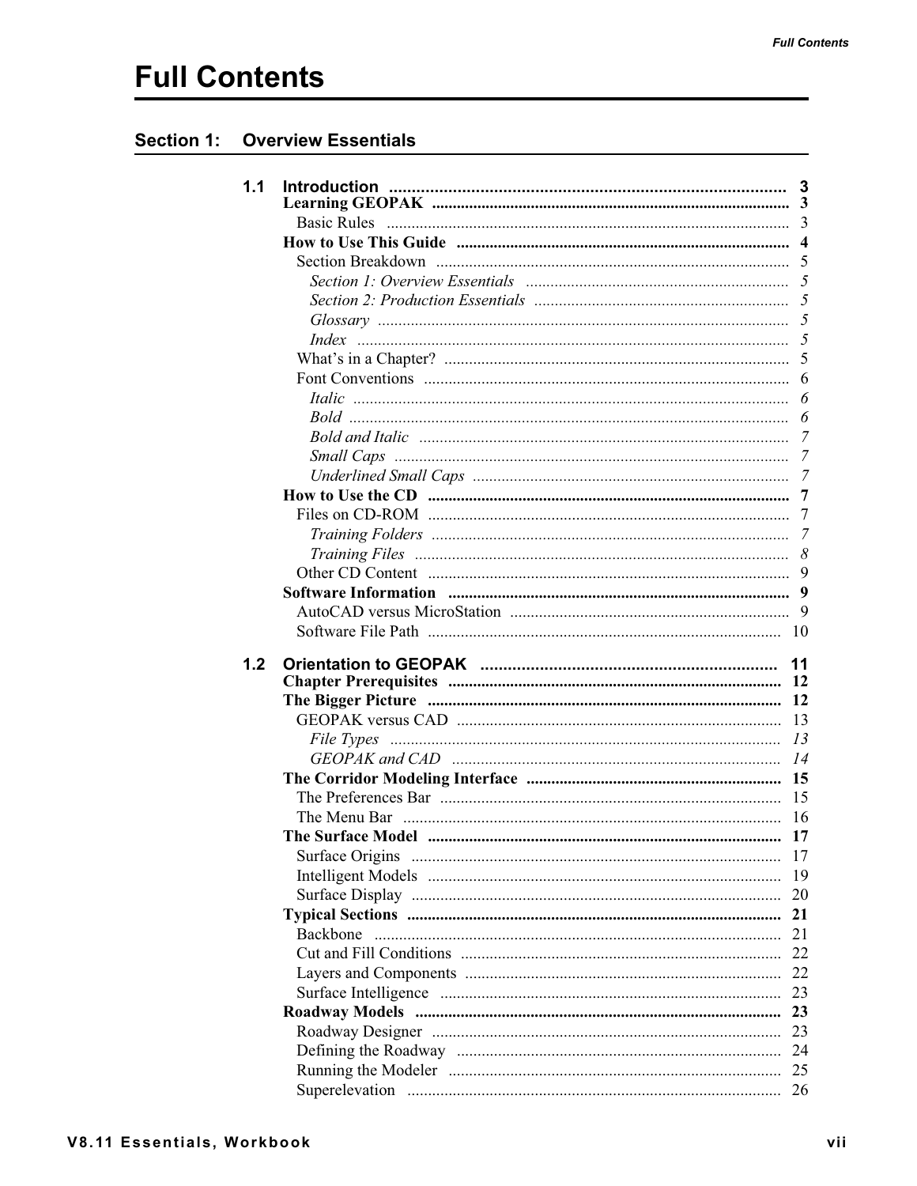# Full Contents

## Section 1: Overview Essentials

**1.1 Introduction** .......... 3

**Learning GEOPAK** .......... 3

- Basic Rules .......... 3

**How to Use This Guide** .......... 4

- Section Breakdown .......... 5
  - *Section 1: Overview Essentials* .......... *5*
  - *Section 2: Production Essentials* .......... *5*
  - *Glossary* .......... *5*
  - *Index* .......... *5*
- What's in a Chapter? .......... 5
- Font Conventions .......... 6
  - *Italic* .......... *6*
  - *Bold* .......... *6*
  - *Bold and Italic* .......... *7*
  - *Small Caps* .......... *7*
  - *Underlined Small Caps* .......... *7*

**How to Use the CD** .......... 7

- Files on CD-ROM .......... 7
  - *Training Folders* .......... *7*
  - *Training Files* .......... *8*
- Other CD Content .......... 9

**Software Information** .......... 9

- AutoCAD versus MicroStation .......... 9
- Software File Path .......... 10

**1.2 Orientation to GEOPAK** .......... 11

**Chapter Prerequisites** .......... 12

**The Bigger Picture** .......... 12

- GEOPAK versus CAD .......... 13
  - *File Types* .......... *13*
  - *GEOPAK and CAD* .......... *14*

**The Corridor Modeling Interface** .......... 15

- The Preferences Bar .......... 15
- The Menu Bar .......... 16

**The Surface Model** .......... 17

- Surface Origins .......... 17
- Intelligent Models .......... 19
- Surface Display .......... 20

**Typical Sections** .......... 21

- Backbone .......... 21
- Cut and Fill Conditions .......... 22
- Layers and Components .......... 22
- Surface Intelligence .......... 23

**Roadway Models** .......... 23

- Roadway Designer .......... 23
- Defining the Roadway .......... 24
- Running the Modeler .......... 25
- Superelevation .......... 26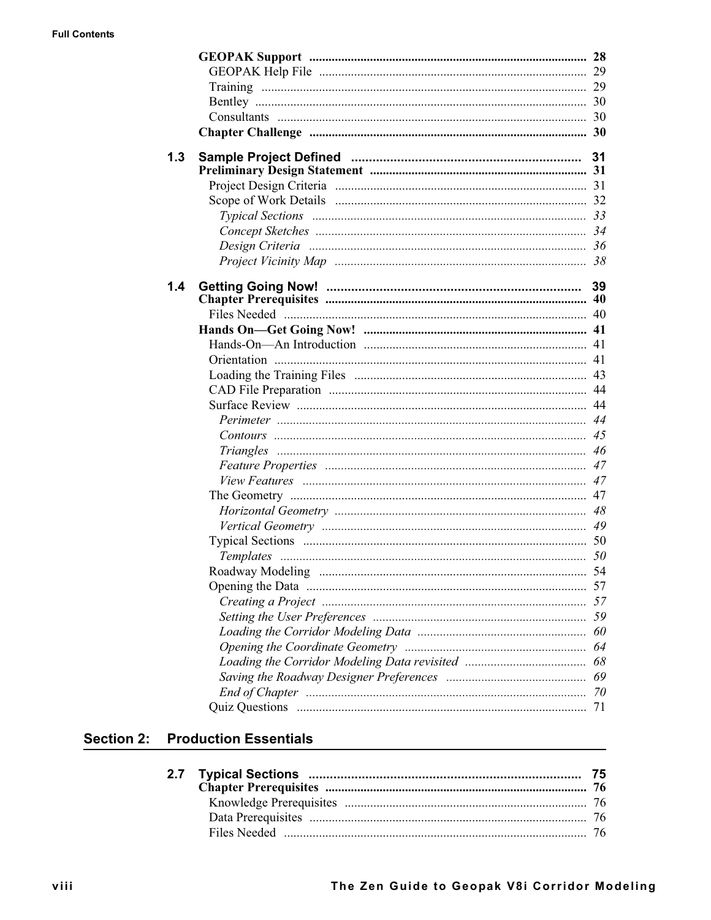**GEOPAK Support** .......... 28
- GEOPAK Help File .......... 29
- Training .......... 29
- Bentley .......... 30
- Consultants .......... 30

**Chapter Challenge** .......... 30

## 1.3 Sample Project Defined .......... 31

**Preliminary Design Statement** .......... 31
- Project Design Criteria .......... 31
- Scope of Work Details .......... 32
  - *Typical Sections* .......... *33*
  - *Concept Sketches* .......... *34*
  - *Design Criteria* .......... *36*
  - *Project Vicinity Map* .......... *38*

## 1.4 Getting Going Now! .......... 39

**Chapter Prerequisites** .......... 40
- Files Needed .......... 40

**Hands On—Get Going Now!** .......... 41
- Hands-On—An Introduction .......... 41
- Orientation .......... 41
- Loading the Training Files .......... 43
- CAD File Preparation .......... 44
- Surface Review .......... 44
  - *Perimeter* .......... *44*
  - *Contours* .......... *45*
  - *Triangles* .......... *46*
  - *Feature Properties* .......... *47*
  - *View Features* .......... *47*
- The Geometry .......... 47
  - *Horizontal Geometry* .......... *48*
  - *Vertical Geometry* .......... *49*
- Typical Sections .......... 50
  - *Templates* .......... *50*
- Roadway Modeling .......... 54
- Opening the Data .......... 57
  - *Creating a Project* .......... *57*
  - *Setting the User Preferences* .......... *59*
  - *Loading the Corridor Modeling Data* .......... *60*
  - *Opening the Coordinate Geometry* .......... *64*
  - *Loading the Corridor Modeling Data revisited* .......... *68*
  - *Saving the Roadway Designer Preferences* .......... *69*
  - *End of Chapter* .......... *70*
- Quiz Questions .......... 71

# Section 2: Production Essentials

## 2.7 Typical Sections .......... 75

**Chapter Prerequisites** .......... 76
- Knowledge Prerequisites .......... 76
- Data Prerequisites .......... 76
- Files Needed .......... 76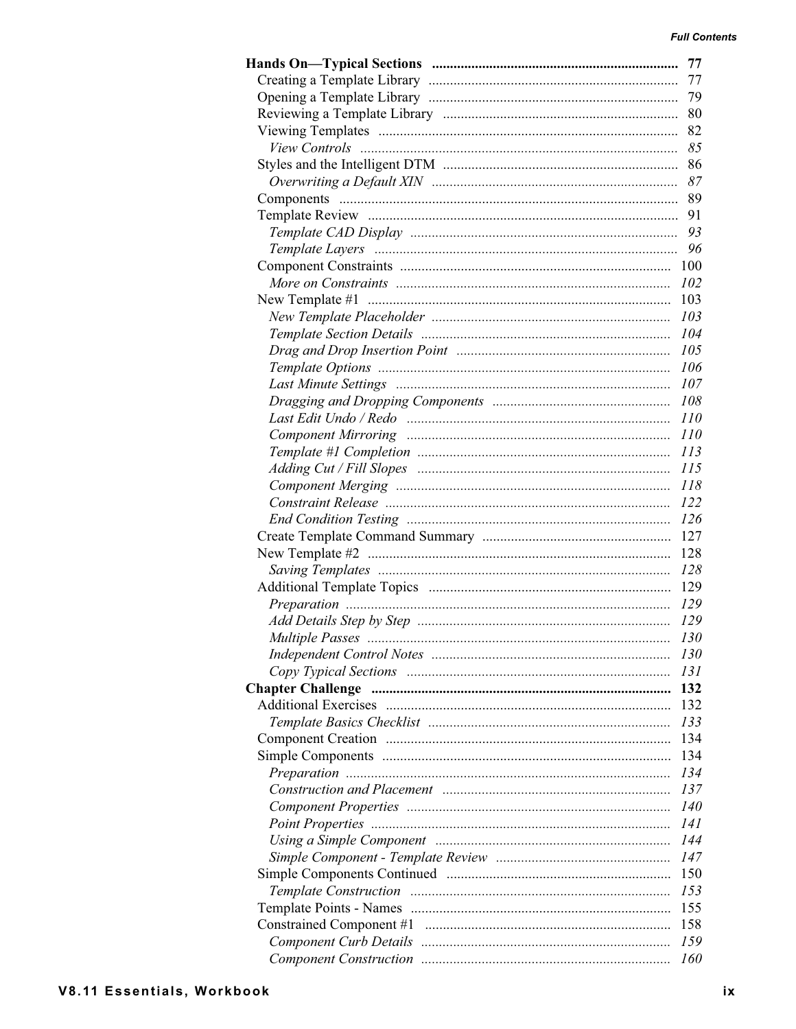**Hands On—Typical Sections** ..................... **77**

- Creating a Template Library ..................... 77
- Opening a Template Library ..................... 79
- Reviewing a Template Library ..................... 80
- Viewing Templates ..................... 82
  - *View Controls* ..................... *85*
- Styles and the Intelligent DTM ..................... 86
  - *Overwriting a Default XIN* ..................... *87*
- Components ..................... 89
- Template Review ..................... 91
  - *Template CAD Display* ..................... *93*
  - *Template Layers* ..................... *96*
- Component Constraints ..................... 100
  - *More on Constraints* ..................... *102*
- New Template #1 ..................... 103
  - *New Template Placeholder* ..................... *103*
  - *Template Section Details* ..................... *104*
  - *Drag and Drop Insertion Point* ..................... *105*
  - *Template Options* ..................... *106*
  - *Last Minute Settings* ..................... *107*
  - *Dragging and Dropping Components* ..................... *108*
  - *Last Edit Undo / Redo* ..................... *110*
  - *Component Mirroring* ..................... *110*
  - *Template #1 Completion* ..................... *113*
  - *Adding Cut / Fill Slopes* ..................... *115*
  - *Component Merging* ..................... *118*
  - *Constraint Release* ..................... *122*
  - *End Condition Testing* ..................... *126*
- Create Template Command Summary ..................... 127
- New Template #2 ..................... 128
  - *Saving Templates* ..................... *128*
- Additional Template Topics ..................... 129
  - *Preparation* ..................... *129*
  - *Add Details Step by Step* ..................... *129*
  - *Multiple Passes* ..................... *130*
  - *Independent Control Notes* ..................... *130*
  - *Copy Typical Sections* ..................... *131*

**Chapter Challenge** ..................... **132**

- Additional Exercises ..................... 132
  - *Template Basics Checklist* ..................... *133*
- Component Creation ..................... 134
- Simple Components ..................... 134
  - *Preparation* ..................... *134*
  - *Construction and Placement* ..................... *137*
  - *Component Properties* ..................... *140*
  - *Point Properties* ..................... *141*
  - *Using a Simple Component* ..................... *144*
  - *Simple Component - Template Review* ..................... *147*
- Simple Components Continued ..................... 150
  - *Template Construction* ..................... *153*
- Template Points - Names ..................... 155
- Constrained Component #1 ..................... 158
  - *Component Curb Details* ..................... *159*
  - *Component Construction* ..................... *160*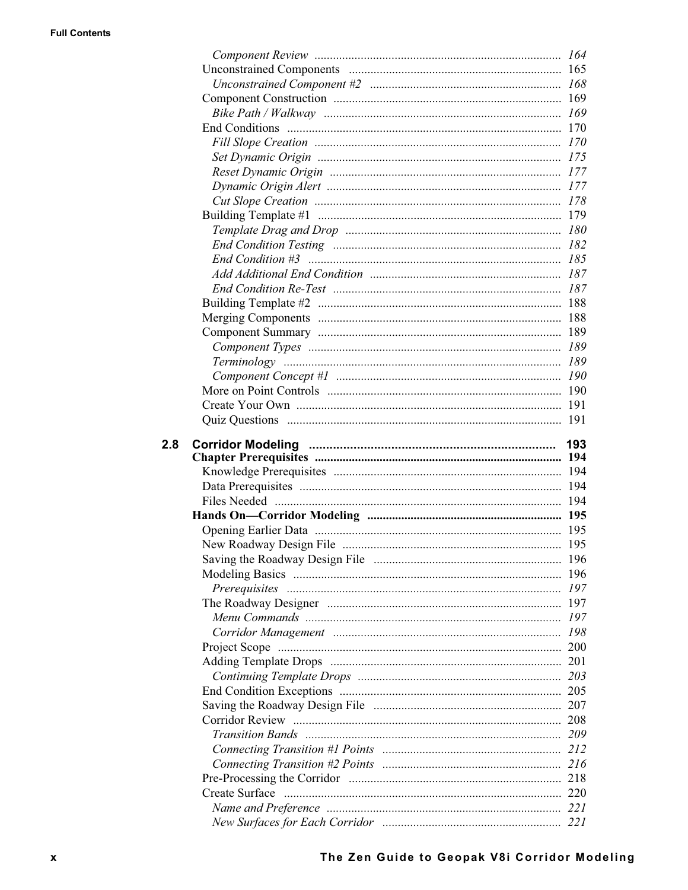*Component Review* ........ *164*
Unconstrained Components ........ 165
*Unconstrained Component #2* ........ *168*
Component Construction ........ 169
*Bike Path / Walkway* ........ *169*
End Conditions ........ 170
*Fill Slope Creation* ........ *170*
*Set Dynamic Origin* ........ *175*
*Reset Dynamic Origin* ........ *177*
*Dynamic Origin Alert* ........ *177*
*Cut Slope Creation* ........ *178*
Building Template #1 ........ 179
*Template Drag and Drop* ........ *180*
*End Condition Testing* ........ *182*
*End Condition #3* ........ *185*
*Add Additional End Condition* ........ *187*
*End Condition Re-Test* ........ *187*
Building Template #2 ........ 188
Merging Components ........ 188
Component Summary ........ 189
*Component Types* ........ *189*
*Terminology* ........ *189*
*Component Concept #1* ........ *190*
More on Point Controls ........ 190
Create Your Own ........ 191
Quiz Questions ........ 191

**2.8 Corridor Modeling ........ 193**
**Chapter Prerequisites ........ 194**
Knowledge Prerequisites ........ 194
Data Prerequisites ........ 194
Files Needed ........ 194
**Hands On—Corridor Modeling ........ 195**
Opening Earlier Data ........ 195
New Roadway Design File ........ 195
Saving the Roadway Design File ........ 196
Modeling Basics ........ 196
*Prerequisites* ........ *197*
The Roadway Designer ........ 197
*Menu Commands* ........ *197*
*Corridor Management* ........ *198*
Project Scope ........ 200
Adding Template Drops ........ 201
*Continuing Template Drops* ........ *203*
End Condition Exceptions ........ 205
Saving the Roadway Design File ........ 207
Corridor Review ........ 208
*Transition Bands* ........ *209*
*Connecting Transition #1 Points* ........ *212*
*Connecting Transition #2 Points* ........ *216*
Pre-Processing the Corridor ........ 218
Create Surface ........ 220
*Name and Preference* ........ *221*
*New Surfaces for Each Corridor* ........ *221*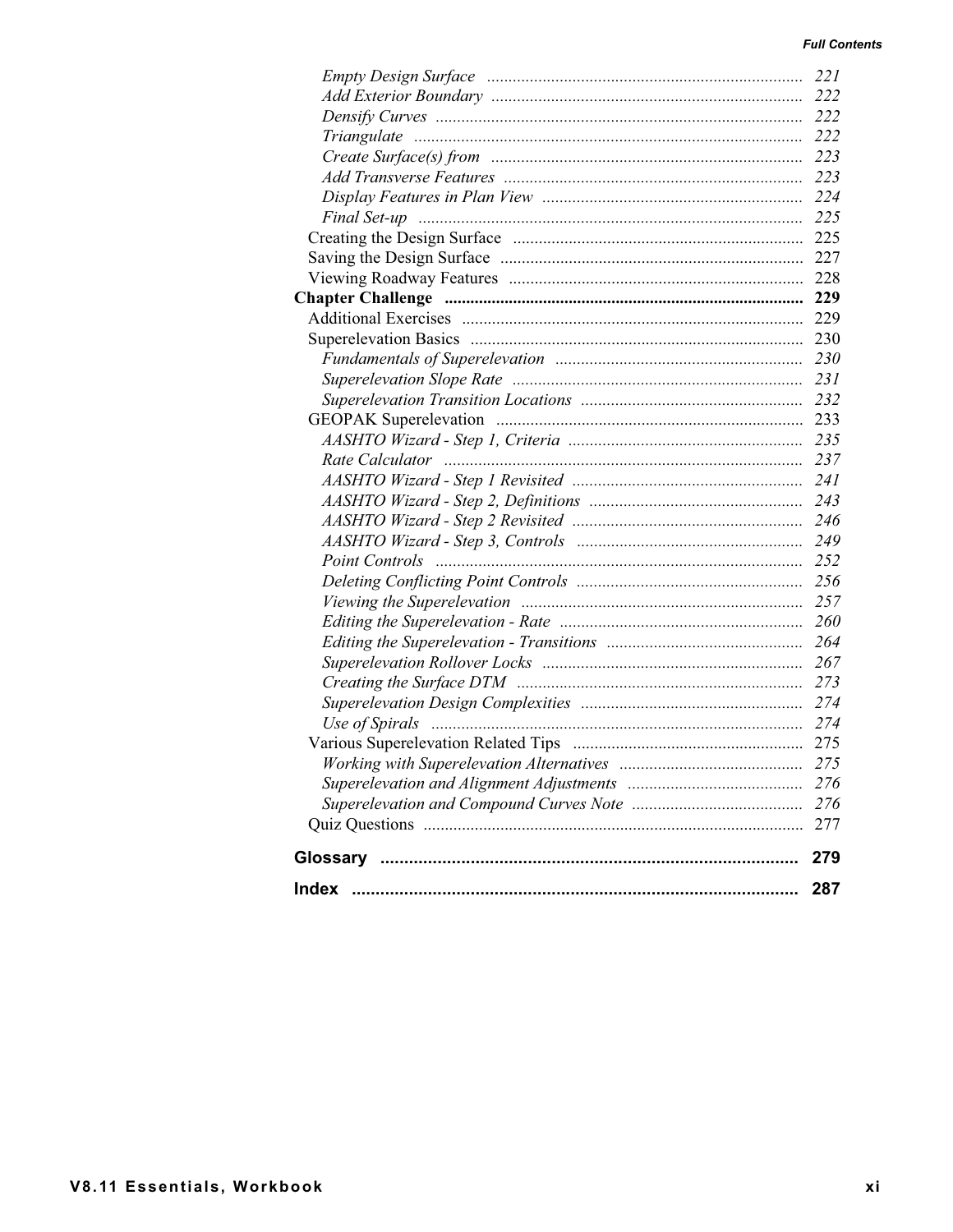*Empty Design Surface* ........................................................................ *221*
*Add Exterior Boundary* ........................................................................ *222*
*Densify Curves* ........................................................................ *222*
*Triangulate* ........................................................................ *222*
*Create Surface(s) from* ........................................................................ *223*
*Add Transverse Features* ........................................................................ *223*
*Display Features in Plan View* ........................................................................ *224*
*Final Set-up* ........................................................................ *225*
Creating the Design Surface ........................................................................ 225
Saving the Design Surface ........................................................................ 227
Viewing Roadway Features ........................................................................ 228
**Chapter Challenge** ........................................................................ **229**
Additional Exercises ........................................................................ 229
Superelevation Basics ........................................................................ 230
*Fundamentals of Superelevation* ........................................................................ *230*
*Superelevation Slope Rate* ........................................................................ *231*
*Superelevation Transition Locations* ........................................................................ *232*
GEOPAK Superelevation ........................................................................ 233
*AASHTO Wizard - Step 1, Criteria* ........................................................................ *235*
*Rate Calculator* ........................................................................ *237*
*AASHTO Wizard - Step 1 Revisited* ........................................................................ *241*
*AASHTO Wizard - Step 2, Definitions* ........................................................................ *243*
*AASHTO Wizard - Step 2 Revisited* ........................................................................ *246*
*AASHTO Wizard - Step 3, Controls* ........................................................................ *249*
*Point Controls* ........................................................................ *252*
*Deleting Conflicting Point Controls* ........................................................................ *256*
*Viewing the Superelevation* ........................................................................ *257*
*Editing the Superelevation - Rate* ........................................................................ *260*
*Editing the Superelevation - Transitions* ........................................................................ *264*
*Superelevation Rollover Locks* ........................................................................ *267*
*Creating the Surface DTM* ........................................................................ *273*
*Superelevation Design Complexities* ........................................................................ *274*
*Use of Spirals* ........................................................................ *274*
Various Superelevation Related Tips ........................................................................ 275
*Working with Superelevation Alternatives* ........................................................................ *275*
*Superelevation and Alignment Adjustments* ........................................................................ *276*
*Superelevation and Compound Curves Note* ........................................................................ *276*
Quiz Questions ........................................................................ 277

**Glossary** ........................................................................ **279**

**Index** ........................................................................ **287**